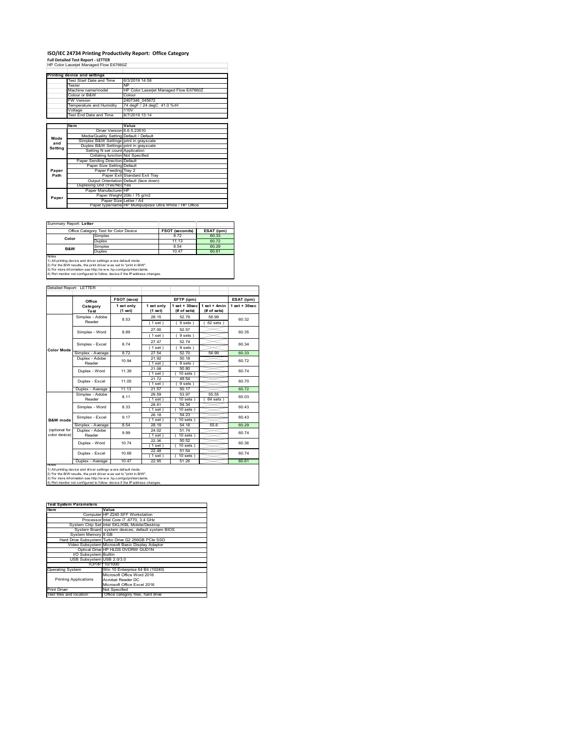# ISO/IEC 24734 Printing Productivity Report: Office Category

**Full Detailed Test Report - LETTER**

HP Color Laserjet Managed Flow E67660Z

| Printing device and settings | |
|---|---|
| Test Start Date and Time | 6/3/2019 14:58 |
| Tester | NP |
| Machine name/model | HP Color Laserjet Managed Flow E67660Z |
| Colour or B&W | Colour |
| FW Version | 2407346_045672 |
| Temperature and Humidity | 74 degF / 24 degC 41.0 %rH |
| Voltage | 110V |
| Test End Date and Time | 8/7/2019 13:14 |

| | Item | Value |
|---|---|---|
| Mode and Setting | Driver Version | 6.6.5.23510 |
| | Media/Quality Setting | Default / Default |
| | Simplex B&W Settings | print in grayscale |
| | Duplex B&W Settings | print in grayscale |
| | Setting N set count | Application |
| | Collating function | Not Specified |
| Paper Path | Paper Sending Direction | Default |
| | Paper Size Setting | Default |
| | Paper Feeding | Tray 2 |
| | Paper Exit | Standard Exit Tray |
| | Output Orientation | Default (face down) |
| | Duplexing Unit (Yes/No) | Yes |
| Paper | Paper Manufacturer | HP |
| | Paper Weight | 20lb / 75 g/m2 |
| | Paper Size | Letter / A4 |
| | Paper type/name | HP Multipurpose Ultra White / HP Office |

Summary Report: **Letter**

| Office Category Test for Color Device | | FSOT (seconds) | ESAT (ipm) |
|---|---|---|---|
| Color | Simplex | 8.72 | 60.33 |
| | Duplex | 11.13 | 60.72 |
| B&W | Simplex | 8.54 | 60.29 |
| | Duplex | 10.47 | 60.61 |

Notes
1) All printing device and driver settings were default mode.
2) For the B/W results, the print driver was set to "print in B/W".
3) For more information see http://www.hp.com/go/printerclaims.
4) Port monitor not configured to follow device if the IP address changes.

Detailed Report: LETTER

| | Office Category Test | FSOT (secs) 1 set only (1 set) | EFTP (ipm) 1 set only (1 set) | EFTP (ipm) 1 set + 30sec (# of sets) | EFTP (ipm) 1 set + 4min (# of sets) | ESAT (ipm) 1 set + 30sec |
|---|---|---|---|---|---|---|
| Color Mode | Simplex - Adobe Reader | 8.53 | 28.15 (1 set) | 52.79 (9 sets) | 56.99 (62 sets) | 60.32 |
| | Simplex - Word | 8.89 | 27.00 (1 set) | 52.57 (9 sets) | | 60.35 |
| | Simplex - Excel | 8.74 | 27.47 (1 set) | 52.74 (9 sets) | | 60.34 |
| | Simplex - Average | 8.72 | 27.54 | 52.70 | 56.99 | 60.33 |
| | Duplex - Adobe Reader | 10.94 | 21.92 (1 set) | 50.18 (9 sets) | | 60.72 |
| | Duplex - Word | 11.39 | 21.08 (1 set) | 50.80 (10 sets) | | 60.74 |
| | Duplex - Excel | 11.05 | 21.72 (1 set) | 49.54 (9 sets) | | 60.70 |
| | Duplex - Average | 11.13 | 21.57 | 50.17 | | 60.72 |
| B&W mode (optional for color device) | Simplex - Adobe Reader | 8.11 | 29.59 (1 set) | 53.97 (10 sets) | 55.55 (64 sets) | 60.03 |
| | Simplex - Word | 8.33 | 28.81 (1 set) | 54.34 (10 sets) | | 60.43 |
| | Simplex - Excel | 9.17 | 26.18 (1 set) | 54.23 (10 sets) | | 60.43 |
| | Simplex - Average | 8.54 | 28.19 | 54.18 | 55.6 | 60.29 |
| | Duplex - Adobe Reader | 9.99 | 24.02 (1 set) | 51.74 (10 sets) | | 60.74 |
| | Duplex - Word | 10.74 | 22.36 (1 set) | 50.52 (10 sets) | | 60.36 |
| | Duplex - Excel | 10.68 | 22.48 (1 set) | 51.54 (10 sets) | | 60.74 |
| | Duplex - Average | 10.47 | 22.95 | 51.26 | | 60.61 |

Notes
1) All printing device and driver settings were default mode.
2) For the B/W results, the print driver was set to "print in B/W".
3) For more information see http://www.hp.com/go/printerclaims.
4) Port monitor not configured to follow device if the IP address changes.

| Test System Parameters | |
|---|---|
| **Item** | **Value** |
| Computer | HP Z240 SFF Workstation |
| Processor | Intel Core i7 -6770, 3.4 GHz |
| System Chip Set | Intel SKL/KBL Mobile/Desktop |
| System Board | system devices, default system BIOS |
| System Memory | 8 GB |
| Hard Drive Subsystem | Turbo Drive G2 256GB PCIe SSD |
| Video Subsystem | Microsoft Basic Display Adaptor |
| Optical Drive | HP HLDS DVDRW GUD1N |
| I/O Subsystem | Builtin |
| USB Subsystem | USB 2.0/3.0 |
| TCP/IP | 10/1000 |
| Operating System | Win 10 Enterprise 64 Bit (10240) |
| Printing Applications | Microsoft Office Word 2016<br>Acrobat Reader DC<br>Microsoft Office Excel 2016 |
| Print Driver | Not Specified |
| Test files and location | Office category files, hard drive |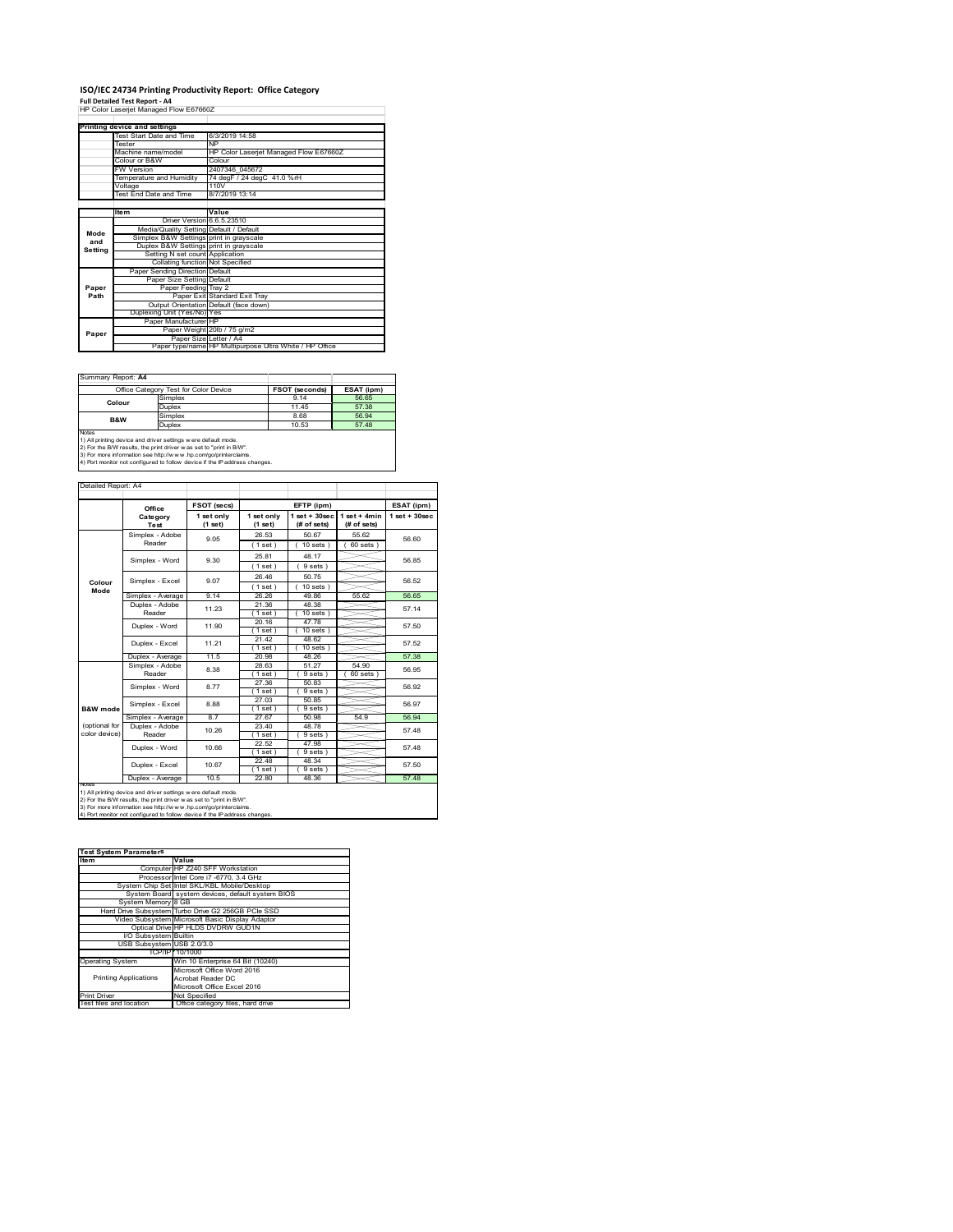# ISO/IEC 24734 Printing Productivity Report: Office Category

**Full Detailed Test Report - A4**

HP Color Laserjet Managed Flow E67660Z

| Printing device and settings | |
|---|---|
| Test Start Date and Time | 6/3/2019 14:58 |
| Tester | NP |
| Machine name/model | HP Color Laserjet Managed Flow E67660Z |
| Colour or B&W | Colour |
| FW Version | 2407346_045672 |
| Temperature and Humidity | 74 degF / 24 degC 41.0 %rH |
| Voltage | 110V |
| Test End Date and Time | 8/7/2019 13:14 |

| | Item | Value |
|---|---|---|
| Mode and Setting | Driver Version | 6.6.5.23510 |
| | Media/Quality Setting | Default / Default |
| | Simplex B&W Settings | print in grayscale |
| | Duplex B&W Settings | print in grayscale |
| | Setting N set count | Application |
| | Collating function | Not Specified |
| Paper Path | Paper Sending Direction | Default |
| | Paper Size Setting | Default |
| | Paper Feeding | Tray 2 |
| | Paper Exit | Standard Exit Tray |
| | Output Orientation | Default (face down) |
| | Duplexing Unit (Yes/No) | Yes |
| Paper | Paper Manufacturer | HP |
| | Paper Weight | 20lb / 75 g/m2 |
| | Paper Size | Letter / A4 |
| | Paper type/name | HP Multipurpose Ultra White / HP Office |

Summary Report: **A4**

| Office Category Test for Color Device | | FSOT (seconds) | ESAT (ipm) |
|---|---|---|---|
| Colour | Simplex | 9.14 | 56.65 |
| | Duplex | 11.45 | 57.38 |
| B&W | Simplex | 8.68 | 56.94 |
| | Duplex | 10.53 | 57.48 |

Notes
1) All printing device and driver settings were default mode.
2) For the B/W results, the print driver was set to "print in B/W".
3) For more information see http://www.hp.com/go/printerclaims.
4) Port monitor not configured to follow device if the IP address changes.

Detailed Report: A4

| | Office Category Test | FSOT (secs) 1 set only (1 set) | EFTP (ipm) 1 set only (1 set) | EFTP (ipm) 1 set + 30sec (# of sets) | EFTP (ipm) 1 set + 4min (# of sets) | ESAT (ipm) 1 set + 30sec |
|---|---|---|---|---|---|---|
| Colour Mode | Simplex - Adobe Reader | 9.05 | 26.53 (1 set) | 50.67 (10 sets) | 55.62 (60 sets) | 56.60 |
| | Simplex - Word | 9.30 | 25.81 (1 set) | 48.17 (9 sets) | | 56.85 |
| | Simplex - Excel | 9.07 | 26.46 (1 set) | 50.75 (10 sets) | | 56.52 |
| | Simplex - Average | 9.14 | 26.26 | 49.86 | 55.62 | 56.65 |
| | Duplex - Adobe Reader | 11.23 | 21.36 (1 set) | 48.38 (10 sets) | | 57.14 |
| | Duplex - Word | 11.90 | 20.16 (1 set) | 47.78 (10 sets) | | 57.50 |
| | Duplex - Excel | 11.21 | 21.42 (1 set) | 48.62 (10 sets) | | 57.52 |
| | Duplex - Average | 11.5 | 20.98 | 48.26 | | 57.38 |
| B&W mode (optional for color device) | Simplex - Adobe Reader | 8.38 | 28.63 (1 set) | 51.27 (9 sets) | 54.90 (60 sets) | 56.95 |
| | Simplex - Word | 8.77 | 27.36 (1 set) | 50.83 (9 sets) | | 56.92 |
| | Simplex - Excel | 8.88 | 27.03 (1 set) | 50.85 (9 sets) | | 56.97 |
| | Simplex - Average | 8.7 | 27.67 | 50.98 | 54.9 | 56.94 |
| | Duplex - Adobe Reader | 10.26 | 23.40 (1 set) | 48.78 (9 sets) | | 57.48 |
| | Duplex - Word | 10.66 | 22.52 (1 set) | 47.98 (9 sets) | | 57.48 |
| | Duplex - Excel | 10.67 | 22.48 (1 set) | 48.34 (9 sets) | | 57.50 |
| | Duplex - Average | 10.5 | 22.80 | 48.36 | | 57.48 |

Notes
1) All printing device and driver settings were default mode.
2) For the B/W results, the print driver was set to "print in B/W".
3) For more information see http://www.hp.com/go/printerclaims.
4) Port monitor not configured to follow device if the IP address changes.

| Test System Parameters | |
|---|---|
| Item | Value |
| Computer | HP Z240 SFF Workstation |
| Processor | Intel Core i7 -6770, 3.4 GHz |
| System Chip Set | Intel SKL/KBL Mobile/Desktop |
| System Board | system devices, default system BIOS |
| System Memory | 8 GB |
| Hard Drive Subsystem | Turbo Drive G2 256GB PCIe SSD |
| Video Subsystem | Microsoft Basic Display Adaptor |
| Optical Drive | HP HLDS DVDRW GUD1N |
| I/O Subsystem | Builtin |
| USB Subsystem | USB 2.0/3.0 |
| TCP/IP | 10/1000 |
| Operating System | Win 10 Enterprise 64 Bit (10240) |
| Printing Applications | Microsoft Office Word 2016<br>Acrobat Reader DC<br>Microsoft Office Excel 2016 |
| Print Driver | Not Specified |
| Test files and location | Office category files, hard drive |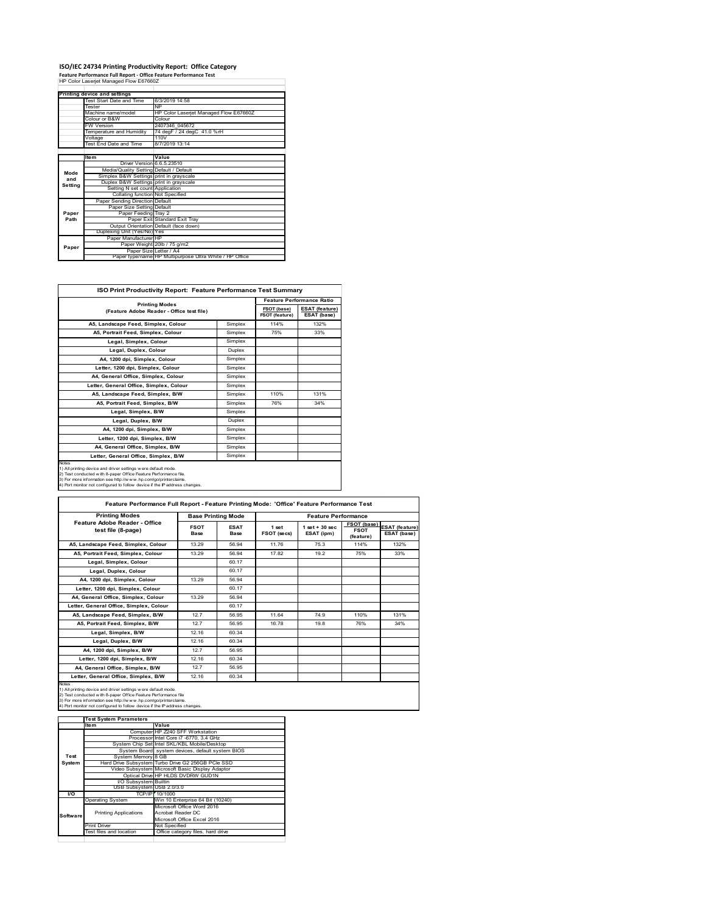# ISO/IEC 24734 Printing Productivity Report: Office Category

**Feature Performance Full Report - Office Feature Performance Test**

HP Color Laserjet Managed Flow E67660Z

| Printing device and settings | | |
|---|---|---|
| | Test Start Date and Time | 6/3/2019 14:58 |
| | Tester | NP |
| | Machine name/model | HP Color Laserjet Managed Flow E67660Z |
| | Colour or B&W | Colour |
| | FW Version | 2407346_045672 |
| | Temperature and Humidity | 74 degF / 24 degC 41.0 %rH |
| | Voltage | 110V |
| | Test End Date and Time | 8/7/2019 13:14 |

| | Item | Value |
|---|---|---|
| Mode and Setting | Driver Version | 6.6.5.23510 |
| | Media/Quality Setting | Default / Default |
| | Simplex B&W Settings | print in grayscale |
| | Duplex B&W Settings | print in grayscale |
| | Setting N set count | Application |
| | Collating function | Not Specified |
| Paper Path | Paper Sending Direction | Default |
| | Paper Size Setting | Default |
| | Paper Feeding | Tray 2 |
| | Paper Exit | Standard Exit Tray |
| | Output Orientation | Default (face down) |
| | Duplexing Unit (Yes/No) | Yes |
| Paper | Paper Manufacturer | HP |
| | Paper Weight | 20lb / 75 g/m2 |
| | Paper Size | Letter / A4 |
| | Paper type/name | HP Multipurpose Ultra White / HP Office |

## ISO Print Productivity Report: Feature Performance Test Summary

| Printing Modes (Feature Adobe Reader - Office test file) | | Feature Performance Ratio FSOT (base) / FSOT (feature) | ESAT (feature) / ESAT (base) |
|---|---|---|---|
| A5, Landscape Feed, Simplex, Colour | Simplex | 114% | 132% |
| A5, Portrait Feed, Simplex, Colour | Simplex | 75% | 33% |
| Legal, Simplex, Colour | Simplex | | |
| Legal, Duplex, Colour | Duplex | | |
| A4, 1200 dpi, Simplex, Colour | Simplex | | |
| Letter, 1200 dpi, Simplex, Colour | Simplex | | |
| A4, General Office, Simplex, Colour | Simplex | | |
| Letter, General Office, Simplex, Colour | Simplex | | |
| A5, Landscape Feed, Simplex, B/W | Simplex | 110% | 131% |
| A5, Portrait Feed, Simplex, B/W | Simplex | 76% | 34% |
| Legal, Simplex, B/W | Simplex | | |
| Legal, Duplex, B/W | Duplex | | |
| A4, 1200 dpi, Simplex, B/W | Simplex | | |
| Letter, 1200 dpi, Simplex, B/W | Simplex | | |
| A4, General Office, Simplex, B/W | Simplex | | |
| Letter, General Office, Simplex, B/W | Simplex | | |

Notes
1) All printing device and driver settings were default mode.
2) Test conducted with 8-paper Office Feature Performance file.
3) For more information see http://www.hp.com/go/printerclaims.
4) Port monitor not configured to follow device if the IP address changes.

## Feature Performance Full Report - Feature Printing Mode: 'Office' Feature Performance Test

| Printing Modes Feature Adobe Reader - Office test file (8-page) | Base Printing Mode FSOT Base | ESAT Base | Feature Performance 1 set FSOT (secs) | 1 set + 30 sec ESAT (ipm) | FSOT (base) / FSOT (feature) | ESAT (feature) / ESAT (base) |
|---|---|---|---|---|---|---|
| A5, Landscape Feed, Simplex, Colour | 13.29 | 56.94 | 11.76 | 75.3 | 114% | 132% |
| A5, Portrait Feed, Simplex, Colour | 13.29 | 56.94 | 17.82 | 19.2 | 75% | 33% |
| Legal, Simplex, Colour | | 60.17 | | | | |
| Legal, Duplex, Colour | | 60.17 | | | | |
| A4, 1200 dpi, Simplex, Colour | 13.29 | 56.94 | | | | |
| Letter, 1200 dpi, Simplex, Colour | | 60.17 | | | | |
| A4, General Office, Simplex, Colour | 13.29 | 56.94 | | | | |
| Letter, General Office, Simplex, Colour | | 60.17 | | | | |
| A5, Landscape Feed, Simplex, B/W | 12.7 | 56.95 | 11.64 | 74.9 | 110% | 131% |
| A5, Portrait Feed, Simplex, B/W | 12.7 | 56.95 | 16.78 | 19.8 | 76% | 34% |
| Legal, Simplex, B/W | 12.16 | 60.34 | | | | |
| Legal, Duplex, B/W | 12.16 | 60.34 | | | | |
| A4, 1200 dpi, Simplex, B/W | 12.7 | 56.95 | | | | |
| Letter, 1200 dpi, Simplex, B/W | 12.16 | 60.34 | | | | |
| A4, General Office, Simplex, B/W | 12.7 | 56.95 | | | | |
| Letter, General Office, Simplex, B/W | 12.16 | 60.34 | | | | |

Notes
1) All printing device and driver settings were default mode.
2) Test conducted with 8-paper Office Feature Performance file
3) For more information see http://www.hp.com/go/printerclaims.
4) Port monitor not configured to follow device if the IP address changes.

| Test System Parameters | | |
|---|---|---|
| | Item | Value |
| Test System | Computer | HP Z240 SFF Workstation |
| | Processor | Intel Core i7 -6770, 3.4 GHz |
| | System Chip Set | Intel SKL/KBL Mobile/Desktop |
| | System Board | system devices, default system BIOS |
| | System Memory | 8 GB |
| | Hard Drive Subsystem | Turbo Drive G2 256GB PCIe SSD |
| | Video Subsystem | Microsoft Basic Display Adaptor |
| | Optical Drive | HP HLDS DVDRW GUD1N |
| | I/O Subsystem | Builtin |
| | USB Subsystem | USB 2.0/3.0 |
| I/O | TCP/IP | 10/1000 |
| Software | Operating System | Win 10 Enterprise 64 Bit (10240) |
| | Printing Applications | Microsoft Office Word 2016<br>Acrobat Reader DC<br>Microsoft Office Excel 2016 |
| | Print Driver | Not Specified |
| | Test files and location | Office category files, hard drive |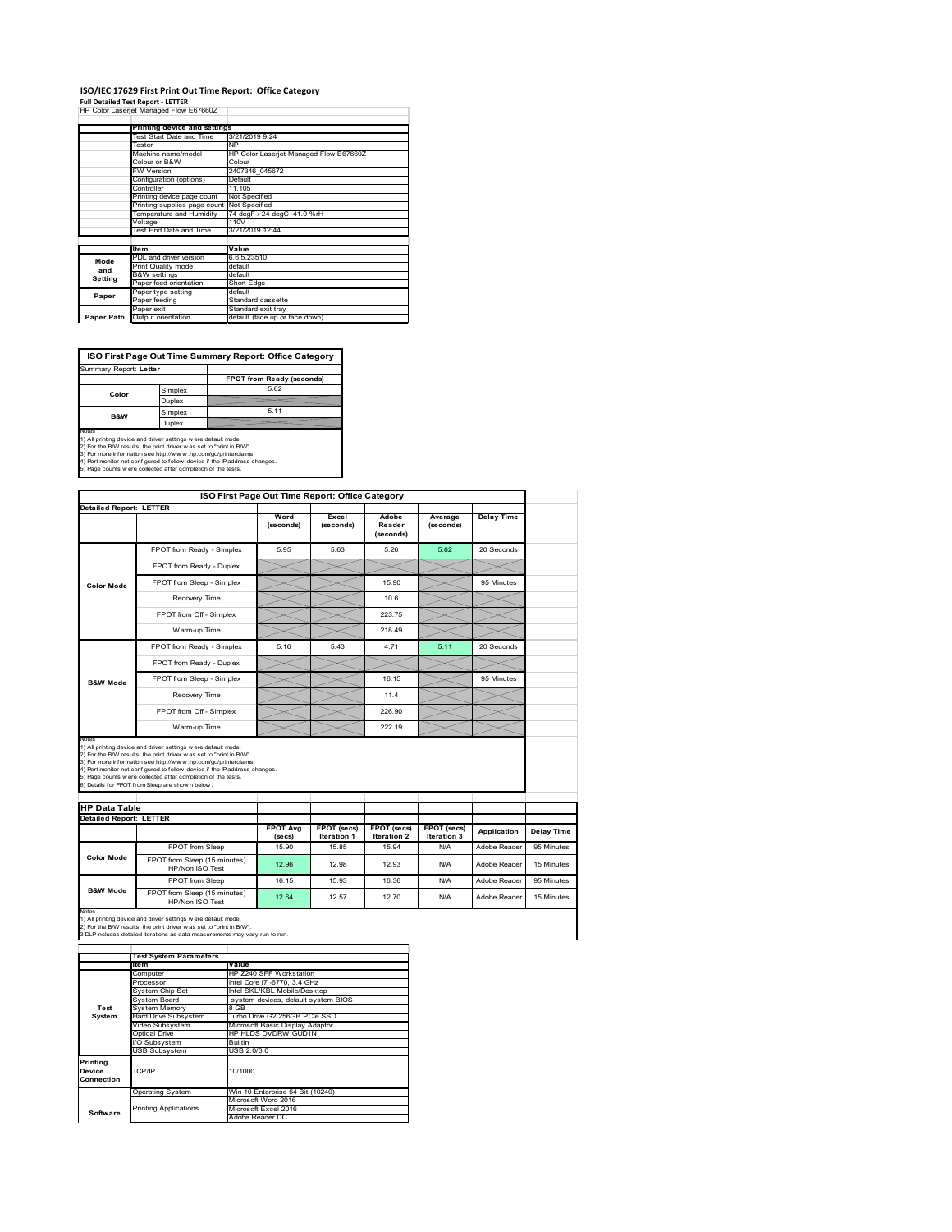# ISO/IEC 17629 First Print Out Time Report: Office Category

**Full Detailed Test Report - LETTER**

HP Color Laserjet Managed Flow E67660Z

| | Printing device and settings | |
|---|---|---|
| | Test Start Date and Time | 3/21/2019 9:24 |
| | Tester | NP |
| | Machine name/model | HP Color Laserjet Managed Flow E67660Z |
| | Colour or B&W | Colour |
| | FW Version | 2407346_045672 |
| | Configuration (options) | Default |
| | Controller | 11.105 |
| | Printing device page count | Not Specified |
| | Printing supplies page count | Not Specified |
| | Temperature and Humidity | 74 degF / 24 degC 41.0 %rH |
| | Voltage | 110V |
| | Test End Date and Time | 3/21/2019 12:44 |

| | Item | Value |
|---|---|---|
| Mode and Setting | PDL and driver version | 6.6.5.23510 |
| | Print Quality mode | default |
| | B&W settings | default |
| | Paper feed orientation | Short Edge |
| Paper | Paper type setting | default |
| | Paper feeding | Standard cassette |
| | Paper exit | Standard exit tray |
| Paper Path | Output orientation | default (face up or face down) |

## ISO First Page Out Time Summary Report: Office Category

Summary Report: **Letter**

| | | FPOT from Ready (seconds) |
|---|---|---|
| Color | Simplex | 5.62 |
| | Duplex | |
| B&W | Simplex | 5.11 |
| | Duplex | |

Notes
1) All printing device and driver settings were default mode.
2) For the B/W results, the print driver was set to "print in B/W".
3) For more information see http://www.hp.com/go/printerclaims.
4) Port monitor not configured to follow device if the IP address changes.
5) Page counts were collected after completion of the tests.

## ISO First Page Out Time Report: Office Category

**Detailed Report: LETTER**

| | | Word (seconds) | Excel (seconds) | Adobe Reader (seconds) | Average (seconds) | Delay Time |
|---|---|---|---|---|---|---|
| Color Mode | FPOT from Ready - Simplex | 5.95 | 5.63 | 5.26 | 5.62 | 20 Seconds |
| | FPOT from Ready - Duplex | | | | | |
| | FPOT from Sleep - Simplex | | | 15.90 | | 95 Minutes |
| | Recovery Time | | | 10.6 | | |
| | FPOT from Off - Simplex | | | 223.75 | | |
| | Warm-up Time | | | 218.49 | | |
| B&W Mode | FPOT from Ready - Simplex | 5.16 | 5.43 | 4.71 | 5.11 | 20 Seconds |
| | FPOT from Ready - Duplex | | | | | |
| | FPOT from Sleep - Simplex | | | 16.15 | | 95 Minutes |
| | Recovery Time | | | 11.4 | | |
| | FPOT from Off - Simplex | | | 226.90 | | |
| | Warm-up Time | | | 222.19 | | |

Notes
1) All printing device and driver settings were default mode.
2) For the B/W results, the print driver was set to "print in B/W".
3) For more information see http://www.hp.com/go/printerclaims.
4) Port monitor not configured to follow device if the IP address changes.
5) Page counts were collected after completion of the tests.
6) Details for FPOT from Sleep are shown below.

## HP Data Table

**Detailed Report: LETTER**

| | | FPOT Avg (secs) | FPOT (secs) Iteration 1 | FPOT (secs) Iteration 2 | FPOT (secs) Iteration 3 | Application | Delay Time |
|---|---|---|---|---|---|---|---|
| Color Mode | FPOT from Sleep | 15.90 | 15.85 | 15.94 | N/A | Adobe Reader | 95 Minutes |
| | FPOT from Sleep (15 minutes) HP/Non ISO Test | 12.96 | 12.98 | 12.93 | N/A | Adobe Reader | 15 Minutes |
| B&W Mode | FPOT from Sleep | 16.15 | 15.93 | 16.36 | N/A | Adobe Reader | 95 Minutes |
| | FPOT from Sleep (15 minutes) HP/Non ISO Test | 12.64 | 12.57 | 12.70 | N/A | Adobe Reader | 15 Minutes |

Notes
1) All printing device and driver settings were default mode.
2) For the B/W results, the print driver was set to "print in B/W".
3 DLP includes detailed iterations as data measurements may vary run to run.

| | Test System Parameters | |
|---|---|---|
| | Item | Value |
| Test System | Computer | HP Z240 SFF Workstation |
| | Processor | Intel Core i7 -6770, 3.4 GHz |
| | System Chip Set | Intel SKL/KBL Mobile/Desktop |
| | System Board | system devices, default system BIOS |
| | System Memory | 8 GB |
| | Hard Drive Subsystem | Turbo Drive G2 256GB PCIe SSD |
| | Video Subsystem | Microsoft Basic Display Adaptor |
| | Optical Drive | HP HLDS DVDRW GUD1N |
| | I/O Subsystem | Builtin |
| | USB Subsystem | USB 2.0/3.0 |
| Printing Device Connection | TCP/IP | 10/1000 |
| Software | Operating System | Win 10 Enterprise 64 Bit (10240) |
| | Printing Applications | Microsoft Word 2016<br>Microsoft Excel 2016<br>Adobe Reader DC |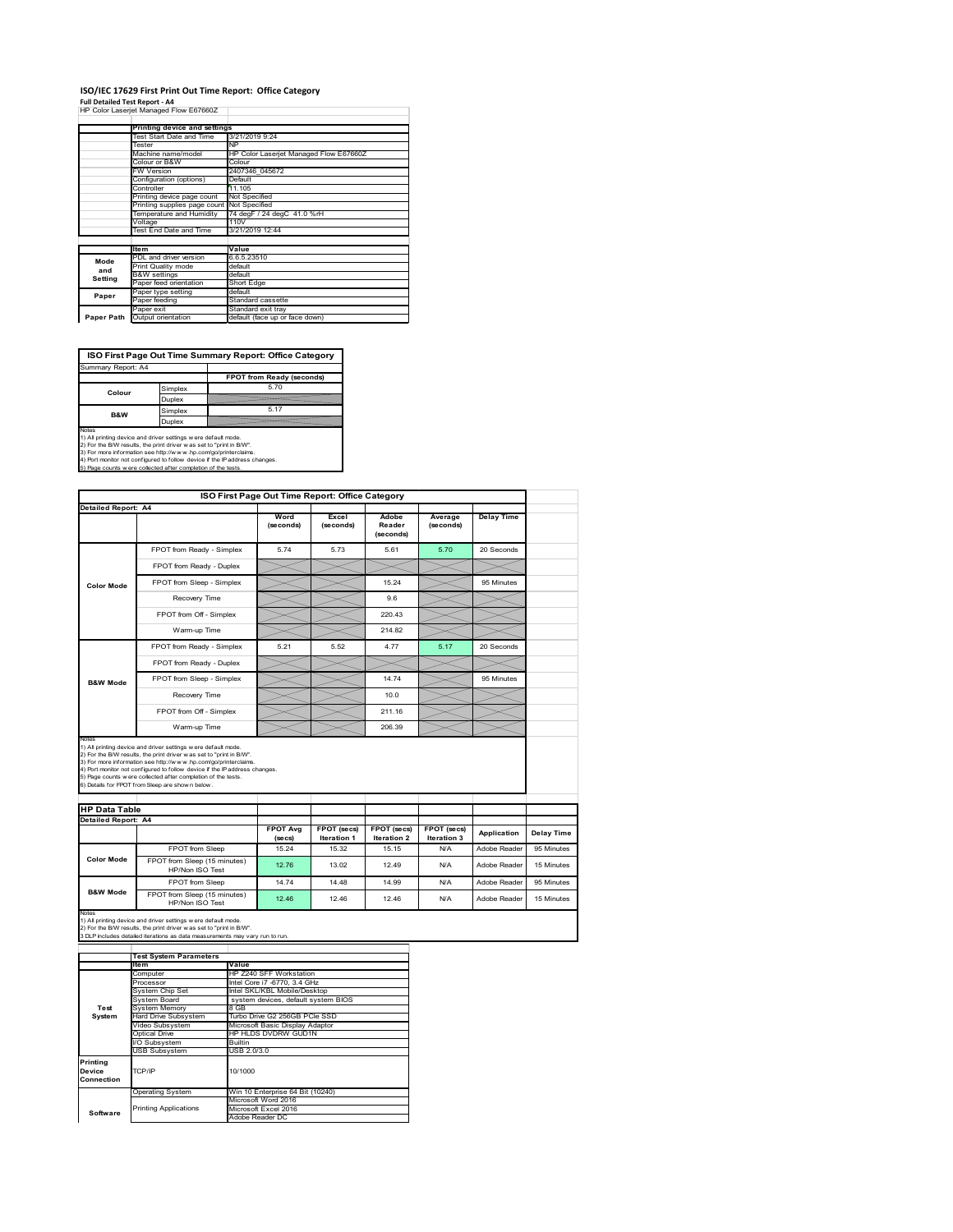# ISO/IEC 17629 First Print Out Time Report: Office Category

**Full Detailed Test Report - A4**

HP Color Laserjet Managed Flow E67660Z

| | Printing device and settings | |
|---|---|---|
| | Test Start Date and Time | 3/21/2019 9:24 |
| | Tester | NP |
| | Machine name/model | HP Color Laserjet Managed Flow E67660Z |
| | Colour or B&W | Colour |
| | FW Version | 2407346_045672 |
| | Configuration (options) | Default |
| | Controller | 11.105 |
| | Printing device page count | Not Specified |
| | Printing supplies page count | Not Specified |
| | Temperature and Humidity | 74 degF / 24 degC 41.0 %rH |
| | Voltage | 110V |
| | Test End Date and Time | 3/21/2019 12:44 |

| | Item | Value |
|---|---|---|
| Mode and Setting | PDL and driver version | 6.6.5.23510 |
| | Print Quality mode | default |
| | B&W settings | default |
| | Paper feed orientation | Short Edge |
| Paper | Paper type setting | default |
| | Paper feeding | Standard cassette |
| | Paper exit | Standard exit tray |
| Paper Path | Output orientation | default (face up or face down) |

## ISO First Page Out Time Summary Report: Office Category

Summary Report: A4

| | | FPOT from Ready (seconds) |
|---|---|---|
| Colour | Simplex | 5.70 |
| | Duplex | |
| B&W | Simplex | 5.17 |
| | Duplex | |

Notes
1) All printing device and driver settings were default mode.
2) For the B/W results, the print driver was set to "print in B/W".
3) For more information see http://www.hp.com/go/printerclaims.
4) Port monitor not configured to follow device if the IP address changes.
5) Page counts were collected after completion of the tests.

## ISO First Page Out Time Report: Office Category

Detailed Report: A4

| | | Word (seconds) | Excel (seconds) | Adobe Reader (seconds) | Average (seconds) | Delay Time |
|---|---|---|---|---|---|---|
| Color Mode | FPOT from Ready - Simplex | 5.74 | 5.73 | 5.61 | 5.70 | 20 Seconds |
| | FPOT from Ready - Duplex | | | | | |
| | FPOT from Sleep - Simplex | | | 15.24 | | 95 Minutes |
| | Recovery Time | | | 9.6 | | |
| | FPOT from Off - Simplex | | | 220.43 | | |
| | Warm-up Time | | | 214.82 | | |
| B&W Mode | FPOT from Ready - Simplex | 5.21 | 5.52 | 4.77 | 5.17 | 20 Seconds |
| | FPOT from Ready - Duplex | | | | | |
| | FPOT from Sleep - Simplex | | | 14.74 | | 95 Minutes |
| | Recovery Time | | | 10.0 | | |
| | FPOT from Off - Simplex | | | 211.16 | | |
| | Warm-up Time | | | 206.39 | | |

Notes
1) All printing device and driver settings were default mode.
2) For the B/W results, the print driver was set to "print in B/W".
3) For more information see http://www.hp.com/go/printerclaims.
4) Port monitor not configured to follow device if the IP address changes.
5) Page counts were collected after completion of the tests.
6) Details for FPOT from Sleep are shown below.

## HP Data Table

Detailed Report: A4

| | | FPOT Avg (secs) | FPOT (secs) Iteration 1 | FPOT (secs) Iteration 2 | FPOT (secs) Iteration 3 | Application | Delay Time |
|---|---|---|---|---|---|---|---|
| Color Mode | FPOT from Sleep | 15.24 | 15.32 | 15.15 | N/A | Adobe Reader | 95 Minutes |
| | FPOT from Sleep (15 minutes) HP/Non ISO Test | 12.76 | 13.02 | 12.49 | N/A | Adobe Reader | 15 Minutes |
| B&W Mode | FPOT from Sleep | 14.74 | 14.48 | 14.99 | N/A | Adobe Reader | 95 Minutes |
| | FPOT from Sleep (15 minutes) HP/Non ISO Test | 12.46 | 12.46 | 12.46 | N/A | Adobe Reader | 15 Minutes |

Notes
1) All printing device and driver settings were default mode.
2) For the B/W results, the print driver was set to "print in B/W".
3 DLP includes detailed iterations as data measurements may vary run to run.

| | Test System Parameters | |
|---|---|---|
| | Item | Value |
| Test System | Computer | HP Z240 SFF Workstation |
| | Processor | Intel Core i7 -6770, 3.4 GHz |
| | System Chip Set | Intel SKL/KBL Mobile/Desktop |
| | System Board | system devices, default system BIOS |
| | System Memory | 8 GB |
| | Hard Drive Subsystem | Turbo Drive G2 256GB PCIe SSD |
| | Video Subsystem | Microsoft Basic Display Adaptor |
| | Optical Drive | HP HLDS DVDRW GUD1N |
| | I/O Subsystem | Builtin |
| | USB Subsystem | USB 2.0/3.0 |
| Printing Device Connection | TCP/IP | 10/1000 |
| Software | Operating System | Win 10 Enterprise 64 Bit (10240) |
| | Printing Applications | Microsoft Word 2016<br>Microsoft Excel 2016<br>Adobe Reader DC |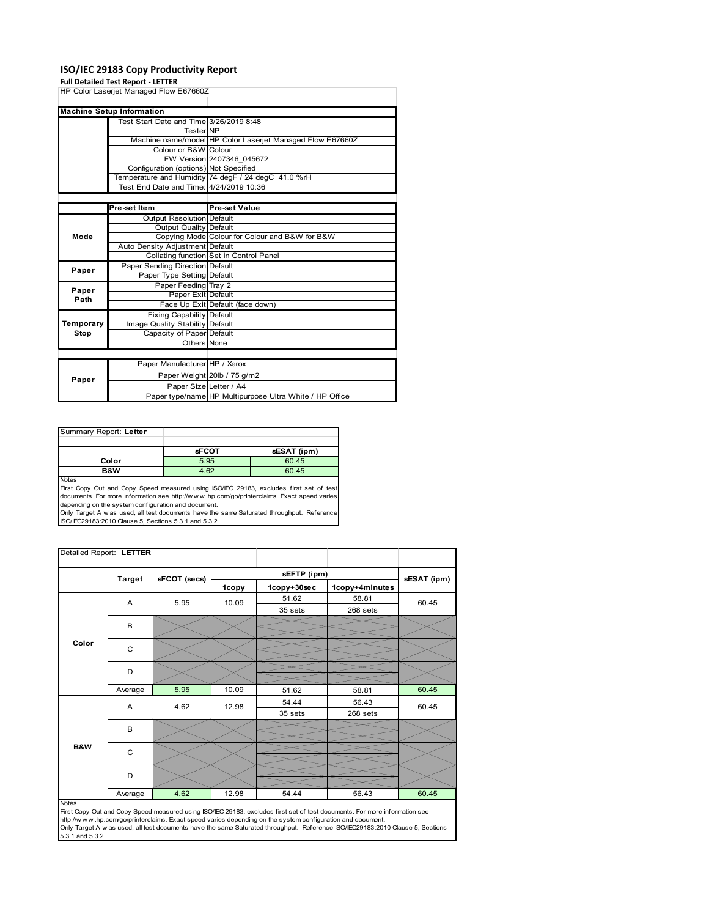# ISO/IEC 29183 Copy Productivity Report

**Full Detailed Test Report - LETTER**

HP Color Laserjet Managed Flow E67660Z

| Machine Setup Information | | |
|---|---|---|
| | Test Start Date and Time | 3/26/2019 8:48 |
| | Tester | NP |
| | Machine name/model | HP Color Laserjet Managed Flow E67660Z |
| | Colour or B&W | Colour |
| | FW Version | 2407346_045672 |
| | Configuration (options) | Not Specified |
| | Temperature and Humidity | 74 degF / 24 degC 41.0 %rH |
| | Test End Date and Time: | 4/24/2019 10:36 |

| | Pre-set Item | Pre-set Value |
|---|---|---|
| Mode | Output Resolution | Default |
| | Output Quality | Default |
| | Copying Mode | Colour for Colour and B&W for B&W |
| | Auto Density Adjustment | Default |
| | Collating function | Set in Control Panel |
| Paper | Paper Sending Direction | Default |
| | Paper Type Setting | Default |
| Paper Path | Paper Feeding | Tray 2 |
| | Paper Exit | Default |
| | Face Up Exit | Default (face down) |
| Temporary Stop | Fixing Capability | Default |
| | Image Quality Stability | Default |
| | Capacity of Paper | Default |
| | Others | None |

| | | |
|---|---|---|
| Paper | Paper Manufacturer | HP / Xerox |
| | Paper Weight | 20lb / 75 g/m2 |
| | Paper Size | Letter / A4 |
| | Paper type/name | HP Multipurpose Ultra White / HP Office |

Summary Report: **Letter**

| | sFCOT | sESAT (ipm) |
|---|---|---|
| Color | 5.95 | 60.45 |
| B&W | 4.62 | 60.45 |

Notes

First Copy Out and Copy Speed measured using ISO/IEC 29183, excludes first set of test documents. For more information see http://www.hp.com/go/printerclaims. Exact speed varies depending on the system configuration and document.

Only Target A was used, all test documents have the same Saturated throughput. Reference ISO/IEC29183:2010 Clause 5, Sections 5.3.1 and 5.3.2

Detailed Report: **LETTER**

| | Target | sFCOT (secs) | sEFTP (ipm) | | | sESAT (ipm) |
|---|---|---|---|---|---|---|
| | | | 1copy | 1copy+30sec | 1copy+4minutes | |
| Color | A | 5.95 | 10.09 | 51.62<br>35 sets | 58.81<br>268 sets | 60.45 |
| | B | | | | | |
| | C | | | | | |
| | D | | | | | |
| | Average | 5.95 | 10.09 | 51.62 | 58.81 | 60.45 |
| B&W | A | 4.62 | 12.98 | 54.44<br>35 sets | 56.43<br>268 sets | 60.45 |
| | B | | | | | |
| | C | | | | | |
| | D | | | | | |
| | Average | 4.62 | 12.98 | 54.44 | 56.43 | 60.45 |

Notes

First Copy Out and Copy Speed measured using ISO/IEC 29183, excludes first set of test documents. For more information see http://www.hp.com/go/printerclaims. Exact speed varies depending on the system configuration and document.

Only Target A was used, all test documents have the same Saturated throughput. Reference ISO/IEC29183:2010 Clause 5, Sections 5.3.1 and 5.3.2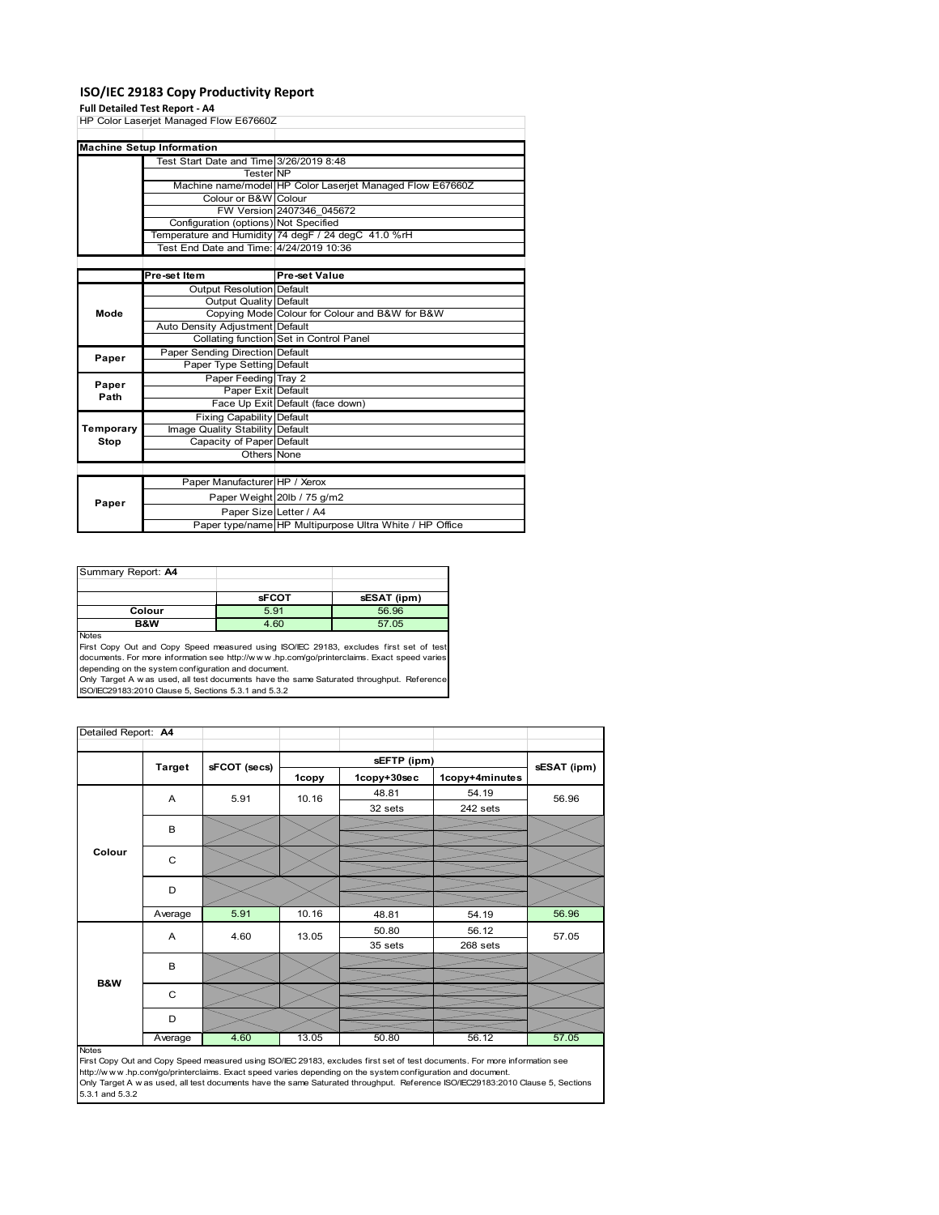# ISO/IEC 29183 Copy Productivity Report

**Full Detailed Test Report - A4**

HP Color Laserjet Managed Flow E67660Z

| Machine Setup Information | | |
|---|---|---|
| | Test Start Date and Time | 3/26/2019 8:48 |
| | Tester | NP |
| | Machine name/model | HP Color Laserjet Managed Flow E67660Z |
| | Colour or B&W | Colour |
| | FW Version | 2407346_045672 |
| | Configuration (options) | Not Specified |
| | Temperature and Humidity | 74 degF / 24 degC 41.0 %rH |
| | Test End Date and Time: | 4/24/2019 10:36 |

| | Pre-set Item | Pre-set Value |
|---|---|---|
| Mode | Output Resolution | Default |
| | Output Quality | Default |
| | Copying Mode | Colour for Colour and B&W for B&W |
| | Auto Density Adjustment | Default |
| | Collating function | Set in Control Panel |
| Paper | Paper Sending Direction | Default |
| | Paper Type Setting | Default |
| Paper Path | Paper Feeding | Tray 2 |
| | Paper Exit | Default |
| | Face Up Exit | Default (face down) |
| Temporary Stop | Fixing Capability | Default |
| | Image Quality Stability | Default |
| | Capacity of Paper | Default |
| | Others | None |

| | | |
|---|---|---|
| Paper | Paper Manufacturer | HP / Xerox |
| | Paper Weight | 20lb / 75 g/m2 |
| | Paper Size | Letter / A4 |
| | Paper type/name | HP Multipurpose Ultra White / HP Office |

Summary Report: **A4**

| | sFCOT | sESAT (ipm) |
|---|---|---|
| Colour | 5.91 | 56.96 |
| B&W | 4.60 | 57.05 |

Notes
First Copy Out and Copy Speed measured using ISO/IEC 29183, excludes first set of test documents. For more information see http://www.hp.com/go/printerclaims. Exact speed varies depending on the system configuration and document.
Only Target A was used, all test documents have the same Saturated throughput. Reference ISO/IEC29183:2010 Clause 5, Sections 5.3.1 and 5.3.2

Detailed Report: **A4**

| | Target | sFCOT (secs) | sEFTP (ipm) | | | sESAT (ipm) |
|---|---|---|---|---|---|---|
| | | | 1copy | 1copy+30sec | 1copy+4minutes | |
| Colour | A | 5.91 | 10.16 | 48.81 / 32 sets | 54.19 / 242 sets | 56.96 |
| | B | | | | | |
| | C | | | | | |
| | D | | | | | |
| | Average | 5.91 | 10.16 | 48.81 | 54.19 | 56.96 |
| B&W | A | 4.60 | 13.05 | 50.80 / 35 sets | 56.12 / 268 sets | 57.05 |
| | B | | | | | |
| | C | | | | | |
| | D | | | | | |
| | Average | 4.60 | 13.05 | 50.80 | 56.12 | 57.05 |

Notes
First Copy Out and Copy Speed measured using ISO/IEC 29183, excludes first set of test documents. For more information see http://www.hp.com/go/printerclaims. Exact speed varies depending on the system configuration and document.
Only Target A was used, all test documents have the same Saturated throughput. Reference ISO/IEC29183:2010 Clause 5, Sections 5.3.1 and 5.3.2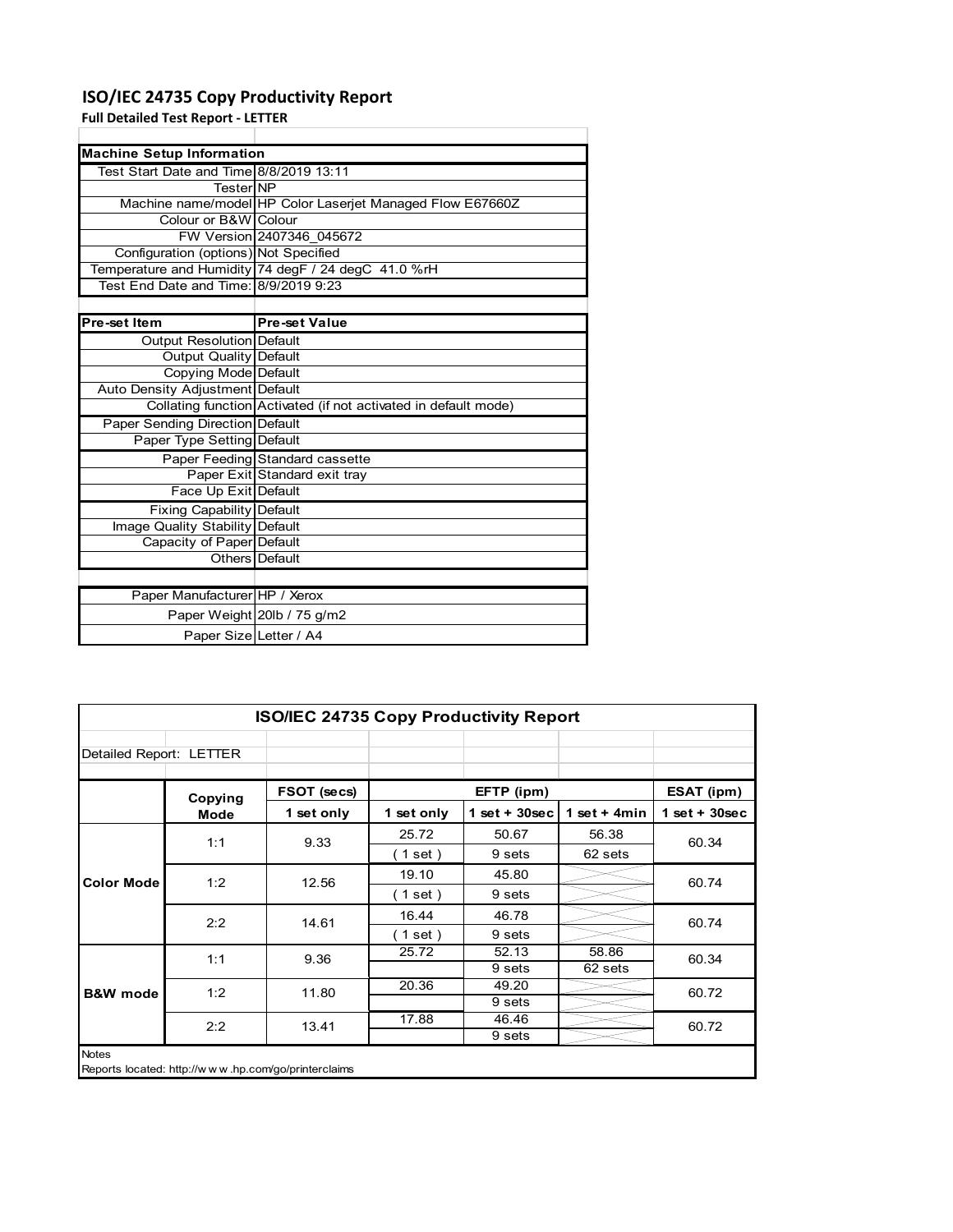# ISO/IEC 24735 Copy Productivity Report

**Full Detailed Test Report - LETTER**

| Machine Setup Information | |
|---|---|
| Test Start Date and Time | 8/8/2019 13:11 |
| Tester | NP |
| Machine name/model | HP Color Laserjet Managed Flow E67660Z |
| Colour or B&W | Colour |
| FW Version | 2407346_045672 |
| Configuration (options) | Not Specified |
| Temperature and Humidity | 74 degF / 24 degC 41.0 %rH |
| Test End Date and Time: | 8/9/2019 9:23 |

| Pre-set Item | Pre-set Value |
|---|---|
| Output Resolution | Default |
| Output Quality | Default |
| Copying Mode | Default |
| Auto Density Adjustment | Default |
| Collating function | Activated (if not activated in default mode) |
| Paper Sending Direction | Default |
| Paper Type Setting | Default |
| Paper Feeding | Standard cassette |
| Paper Exit | Standard exit tray |
| Face Up Exit | Default |
| Fixing Capability | Default |
| Image Quality Stability | Default |
| Capacity of Paper | Default |
| Others | Default |

| | |
|---|---|
| Paper Manufacturer | HP / Xerox |
| Paper Weight | 20lb / 75 g/m2 |
| Paper Size | Letter / A4 |

**ISO/IEC 24735 Copy Productivity Report**

Detailed Report: LETTER

| | Copying Mode | FSOT (secs) | EFTP (ipm) | | | ESAT (ipm) |
|---|---|---|---|---|---|---|
| | | 1 set only | 1 set only | 1 set + 30sec | 1 set + 4min | 1 set + 30sec |
| Color Mode | 1:1 | 9.33 | 25.72 | 50.67 | 56.38 | 60.34 |
| | | | ( 1 set ) | 9 sets | 62 sets | |
| | 1:2 | 12.56 | 19.10 | 45.80 | | 60.74 |
| | | | ( 1 set ) | 9 sets | | |
| | 2:2 | 14.61 | 16.44 | 46.78 | | 60.74 |
| | | | ( 1 set ) | 9 sets | | |
| B&W mode | 1:1 | 9.36 | 25.72 | 52.13 | 58.86 | 60.34 |
| | | | | 9 sets | 62 sets | |
| | 1:2 | 11.80 | 20.36 | 49.20 | | 60.72 |
| | | | | 9 sets | | |
| | 2:2 | 13.41 | 17.88 | 46.46 | | 60.72 |
| | | | | 9 sets | | |

Notes

Reports located: http://www.hp.com/go/printerclaims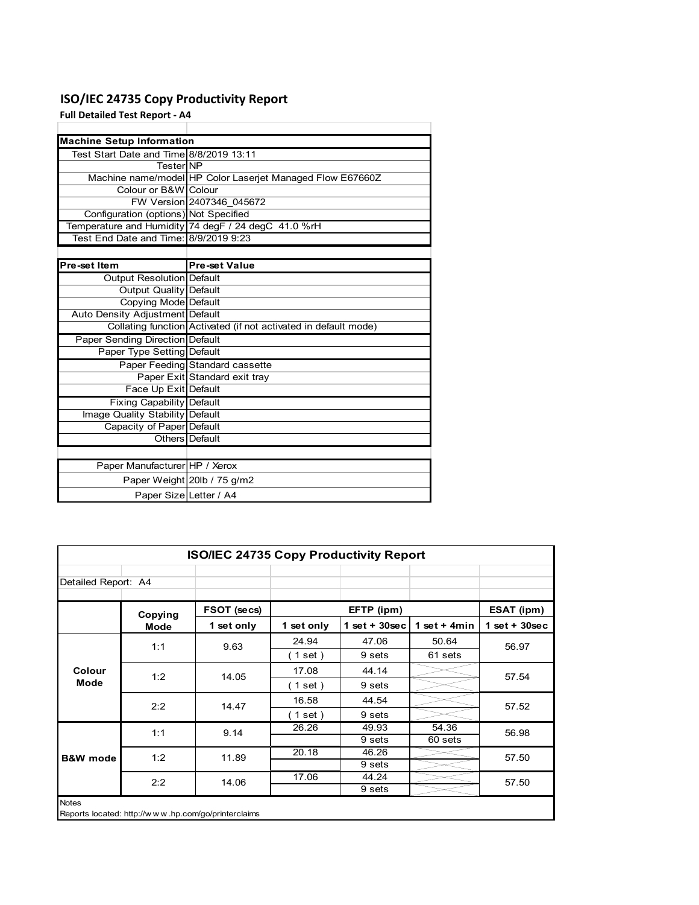# ISO/IEC 24735 Copy Productivity Report

**Full Detailed Test Report - A4**

| Machine Setup Information | |
|---|---|
| Test Start Date and Time | 8/8/2019 13:11 |
| Tester | NP |
| Machine name/model | HP Color Laserjet Managed Flow E67660Z |
| Colour or B&W | Colour |
| FW Version | 2407346_045672 |
| Configuration (options) | Not Specified |
| Temperature and Humidity | 74 degF / 24 degC 41.0 %rH |
| Test End Date and Time: | 8/9/2019 9:23 |

| Pre-set Item | Pre-set Value |
|---|---|
| Output Resolution | Default |
| Output Quality | Default |
| Copying Mode | Default |
| Auto Density Adjustment | Default |
| Collating function | Activated (if not activated in default mode) |
| Paper Sending Direction | Default |
| Paper Type Setting | Default |
| Paper Feeding | Standard cassette |
| Paper Exit | Standard exit tray |
| Face Up Exit | Default |
| Fixing Capability | Default |
| Image Quality Stability | Default |
| Capacity of Paper | Default |
| Others | Default |

| | |
|---|---|
| Paper Manufacturer | HP / Xerox |
| Paper Weight | 20lb / 75 g/m2 |
| Paper Size | Letter / A4 |

**ISO/IEC 24735 Copy Productivity Report**

Detailed Report: A4

| | Copying Mode | FSOT (secs) | EFTP (ipm) | | | ESAT (ipm) |
|---|---|---|---|---|---|---|
| | | 1 set only | 1 set only | 1 set + 30sec | 1 set + 4min | 1 set + 30sec |
| Colour Mode | 1:1 | 9.63 | 24.94 | 47.06 | 50.64 | 56.97 |
| | | | ( 1 set ) | 9 sets | 61 sets | |
| | 1:2 | 14.05 | 17.08 | 44.14 | | 57.54 |
| | | | ( 1 set ) | 9 sets | | |
| | 2:2 | 14.47 | 16.58 | 44.54 | | 57.52 |
| | | | ( 1 set ) | 9 sets | | |
| B&W mode | 1:1 | 9.14 | 26.26 | 49.93 | 54.36 | 56.98 |
| | | | | 9 sets | 60 sets | |
| | 1:2 | 11.89 | 20.18 | 46.26 | | 57.50 |
| | | | | 9 sets | | |
| | 2:2 | 14.06 | 17.06 | 44.24 | | 57.50 |
| | | | | 9 sets | | |

Notes

Reports located: http://w w w .hp.com/go/printerclaims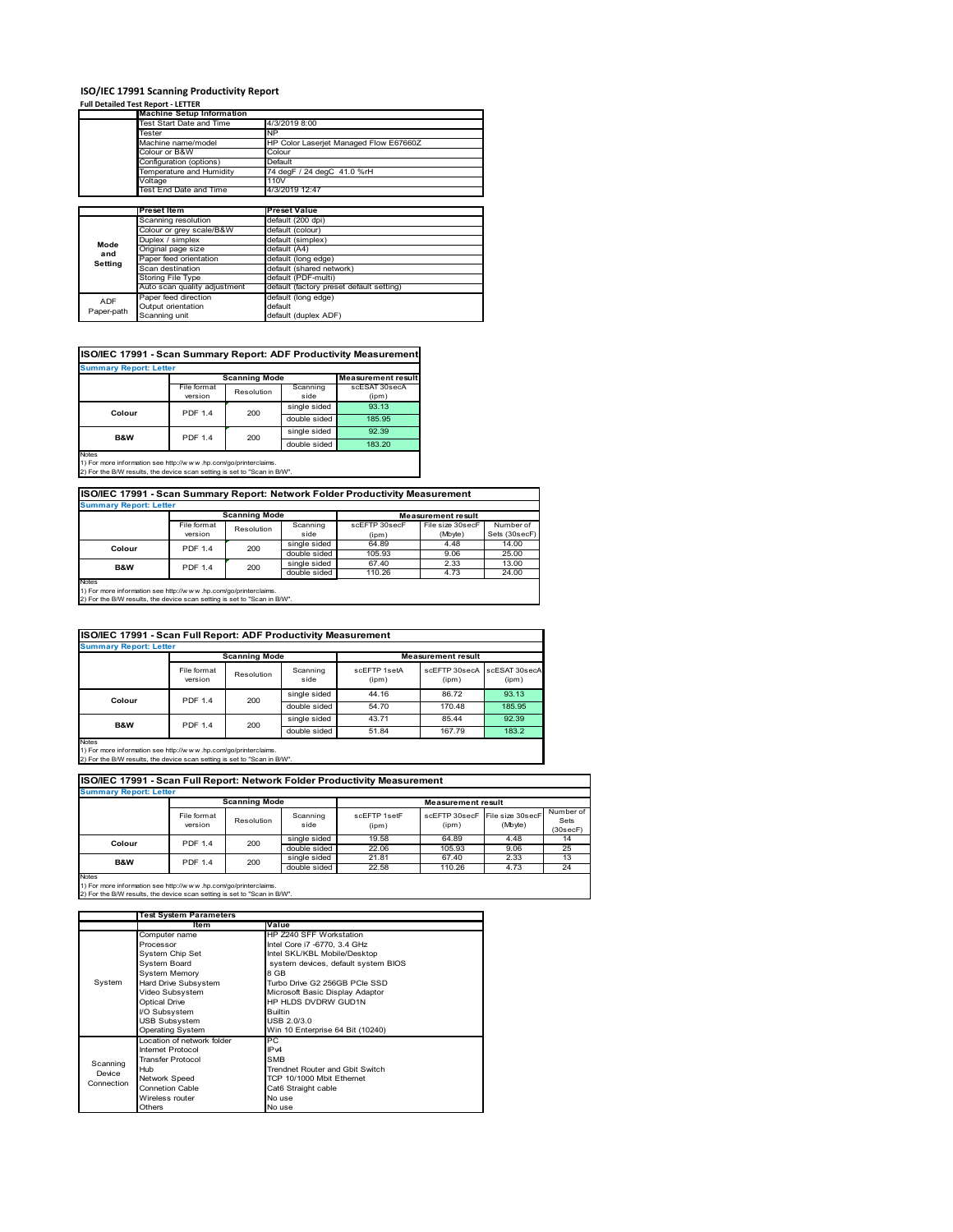# ISO/IEC 17991 Scanning Productivity Report

**Full Detailed Test Report - LETTER**

| | Machine Setup Information | |
|---|---|---|
| | Test Start Date and Time | 4/3/2019 8:00 |
| | Tester | NP |
| | Machine name/model | HP Color Laserjet Managed Flow E67660Z |
| | Colour or B&W | Colour |
| | Configuration (options) | Default |
| | Temperature and Humidity | 74 degF / 24 degC 41.0 %rH |
| | Voltage | 110V |
| | Test End Date and Time | 4/3/2019 12:47 |

| | Preset Item | Preset Value |
|---|---|---|
| Mode and Setting | Scanning resolution | default (200 dpi) |
| | Colour or grey scale/B&W | default (colour) |
| | Duplex / simplex | default (simplex) |
| | Original page size | default (A4) |
| | Paper feed orientation | default (long edge) |
| | Scan destination | default (shared network) |
| | Storing File Type | default (PDF-multi) |
| | Auto scan quality adjustment | default (factory preset default setting) |
| ADF Paper-path | Paper feed direction | default (long edge) |
| | Output orientation | default |
| | Scanning unit | default (duplex ADF) |

## ISO/IEC 17991 - Scan Summary Report: ADF Productivity Measurement

**Summary Report: Letter**

| | Scanning Mode | | | Measurement result |
|---|---|---|---|---|
| | File format version | Resolution | Scanning side | scESAT 30secA (ipm) |
| Colour | PDF 1.4 | 200 | single sided | 93.13 |
| | | | double sided | 185.95 |
| B&W | PDF 1.4 | 200 | single sided | 92.39 |
| | | | double sided | 183.20 |

Notes
1) For more information see http://www.hp.com/go/printerclaims.
2) For the B/W results, the device scan setting is set to "Scan in B/W".

## ISO/IEC 17991 - Scan Summary Report: Network Folder Productivity Measurement

**Summary Report: Letter**

| | Scanning Mode | | | Measurement result | | |
|---|---|---|---|---|---|---|
| | File format version | Resolution | Scanning side | scEFTP 30secF (ipm) | File size 30secF (Mbyte) | Number of Sets (30secF) |
| Colour | PDF 1.4 | 200 | single sided | 64.89 | 4.48 | 14.00 |
| | | | double sided | 105.93 | 9.06 | 25.00 |
| B&W | PDF 1.4 | 200 | single sided | 67.40 | 2.33 | 13.00 |
| | | | double sided | 110.26 | 4.73 | 24.00 |

Notes
1) For more information see http://www.hp.com/go/printerclaims.
2) For the B/W results, the device scan setting is set to "Scan in B/W".

## ISO/IEC 17991 - Scan Full Report: ADF Productivity Measurement

**Summary Report: Letter**

| | Scanning Mode | | | Measurement result | | |
|---|---|---|---|---|---|---|
| | File format version | Resolution | Scanning side | scEFTP 1setA (ipm) | scEFTP 30secA (ipm) | scESAT 30secA (ipm) |
| Colour | PDF 1.4 | 200 | single sided | 44.16 | 86.72 | 93.13 |
| | | | double sided | 54.70 | 170.48 | 185.95 |
| B&W | PDF 1.4 | 200 | single sided | 43.71 | 85.44 | 92.39 |
| | | | double sided | 51.84 | 167.79 | 183.2 |

Notes
1) For more information see http://www.hp.com/go/printerclaims.
2) For the B/W results, the device scan setting is set to "Scan in B/W".

## ISO/IEC 17991 - Scan Full Report: Network Folder Productivity Measurement

**Summary Report: Letter**

| | Scanning Mode | | | Measurement result | | | |
|---|---|---|---|---|---|---|---|
| | File format version | Resolution | Scanning side | scEFTP 1setF (ipm) | scEFTP 30secF (ipm) | File size 30secF (Mbyte) | Number of Sets (30secF) |
| Colour | PDF 1.4 | 200 | single sided | 19.58 | 64.89 | 4.48 | 14 |
| | | | double sided | 22.06 | 105.93 | 9.06 | 25 |
| B&W | PDF 1.4 | 200 | single sided | 21.81 | 67.40 | 2.33 | 13 |
| | | | double sided | 22.58 | 110.26 | 4.73 | 24 |

Notes
1) For more information see http://www.hp.com/go/printerclaims.
2) For the B/W results, the device scan setting is set to "Scan in B/W".

| | Test System Parameters | |
|---|---|---|
| | Item | Value |
| System | Computer name | HP Z240 SFF Workstation |
| | Processor | Intel Core i7 -6770, 3.4 GHz |
| | System Chip Set | Intel SKL/KBL Mobile/Desktop |
| | System Board | system devices, default system BIOS |
| | System Memory | 8 GB |
| | Hard Drive Subsystem | Turbo Drive G2 256GB PCIe SSD |
| | Video Subsystem | Microsoft Basic Display Adaptor |
| | Optical Drive | HP HLDS DVDRW GUD1N |
| | I/O Subsystem | Builtin |
| | USB Subsystem | USB 2.0/3.0 |
| | Operating System | Win 10 Enterprise 64 Bit (10240) |
| Scanning Device Connection | Location of network folder | PC |
| | Internet Protocol | IPv4 |
| | Transfer Protocol | SMB |
| | Hub | Trendnet Router and Gbit Switch |
| | Network Speed | TCP 10/1000 Mbit Ethernet |
| | Connetion Cable | Cat6 Straight cable |
| | Wireless router | No use |
| | Others | No use |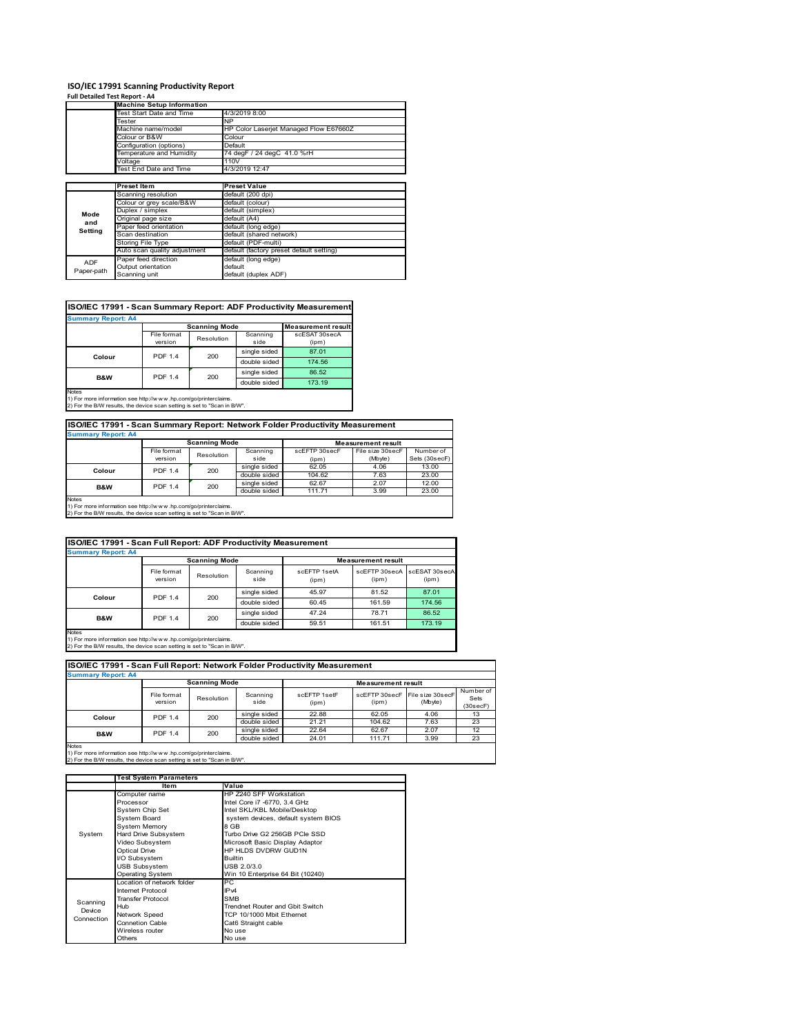# ISO/IEC 17991 Scanning Productivity Report

**Full Detailed Test Report - A4**

| | Machine Setup Information | |
|---|---|---|
| | Test Start Date and Time | 4/3/2019 8:00 |
| | Tester | NP |
| | Machine name/model | HP Color Laserjet Managed Flow E67660Z |
| | Colour or B&W | Colour |
| | Configuration (options) | Default |
| | Temperature and Humidity | 74 degF / 24 degC 41.0 %rH |
| | Voltage | 110V |
| | Test End Date and Time | 4/3/2019 12:47 |

| | Preset Item | Preset Value |
|---|---|---|
| Mode and Setting | Scanning resolution | default (200 dpi) |
| | Colour or grey scale/B&W | default (colour) |
| | Duplex / simplex | default (simplex) |
| | Original page size | default (A4) |
| | Paper feed orientation | default (long edge) |
| | Scan destination | default (shared network) |
| | Storing File Type | default (PDF-multi) |
| | Auto scan quality adjustment | default (factory preset default setting) |
| ADF Paper-path | Paper feed direction | default (long edge) |
| | Output orientation | default |
| | Scanning unit | default (duplex ADF) |

## ISO/IEC 17991 - Scan Summary Report: ADF Productivity Measurement

**Summary Report: A4**

| | Scanning Mode | | | Measurement result |
|---|---|---|---|---|
| | File format version | Resolution | Scanning side | scESAT 30secA (ipm) |
| Colour | PDF 1.4 | 200 | single sided | 87.01 |
| | | | double sided | 174.56 |
| B&W | PDF 1.4 | 200 | single sided | 86.52 |
| | | | double sided | 173.19 |

Notes
1) For more information see http://www.hp.com/go/printerclaims.
2) For the B/W results, the device scan setting is set to "Scan in B/W".

## ISO/IEC 17991 - Scan Summary Report: Network Folder Productivity Measurement

**Summary Report: A4**

| | Scanning Mode | | | Measurement result | | |
|---|---|---|---|---|---|---|
| | File format version | Resolution | Scanning side | scEFTP 30secF (ipm) | File size 30secF (Mbyte) | Number of Sets (30secF) |
| Colour | PDF 1.4 | 200 | single sided | 62.05 | 4.06 | 13.00 |
| | | | double sided | 104.62 | 7.63 | 23.00 |
| B&W | PDF 1.4 | 200 | single sided | 62.67 | 2.07 | 12.00 |
| | | | double sided | 111.71 | 3.99 | 23.00 |

Notes
1) For more information see http://www.hp.com/go/printerclaims.
2) For the B/W results, the device scan setting is set to "Scan in B/W".

## ISO/IEC 17991 - Scan Full Report: ADF Productivity Measurement

**Summary Report: A4**

| | Scanning Mode | | | Measurement result | | |
|---|---|---|---|---|---|---|
| | File format version | Resolution | Scanning side | scEFTP 1setA (ipm) | scEFTP 30secA (ipm) | scESAT 30secA (ipm) |
| Colour | PDF 1.4 | 200 | single sided | 45.97 | 81.52 | 87.01 |
| | | | double sided | 60.45 | 161.59 | 174.56 |
| B&W | PDF 1.4 | 200 | single sided | 47.24 | 78.71 | 86.52 |
| | | | double sided | 59.51 | 161.51 | 173.19 |

Notes
1) For more information see http://www.hp.com/go/printerclaims.
2) For the B/W results, the device scan setting is set to "Scan in B/W".

## ISO/IEC 17991 - Scan Full Report: Network Folder Productivity Measurement

**Summary Report: A4**

| | Scanning Mode | | | Measurement result | | | |
|---|---|---|---|---|---|---|---|
| | File format version | Resolution | Scanning side | scEFTP 1setF (ipm) | scEFTP 30secF (ipm) | File size 30secF (Mbyte) | Number of Sets (30secF) |
| Colour | PDF 1.4 | 200 | single sided | 22.88 | 62.05 | 4.06 | 13 |
| | | | double sided | 21.21 | 104.62 | 7.63 | 23 |
| B&W | PDF 1.4 | 200 | single sided | 22.64 | 62.67 | 2.07 | 12 |
| | | | double sided | 24.01 | 111.71 | 3.99 | 23 |

Notes
1) For more information see http://www.hp.com/go/printerclaims.
2) For the B/W results, the device scan setting is set to "Scan in B/W".

| | Test System Parameters | |
|---|---|---|
| | Item | Value |
| System | Computer name | HP Z240 SFF Workstation |
| | Processor | Intel Core i7 -6770, 3.4 GHz |
| | System Chip Set | Intel SKL/KBL Mobile/Desktop |
| | System Board | system devices, default system BIOS |
| | System Memory | 8 GB |
| | Hard Drive Subsystem | Turbo Drive G2 256GB PCIe SSD |
| | Video Subsystem | Microsoft Basic Display Adaptor |
| | Optical Drive | HP HLDS DVDRW GUD1N |
| | I/O Subsystem | Builtin |
| | USB Subsystem | USB 2.0/3.0 |
| | Operating System | Win 10 Enterprise 64 Bit (10240) |
| Scanning Device Connection | Location of network folder | PC |
| | Internet Protocol | IPv4 |
| | Transfer Protocol | SMB |
| | Hub | Trendnet Router and Gbit Switch |
| | Network Speed | TCP 10/1000 Mbit Ethernet |
| | Connetion Cable | Cat6 Straight cable |
| | Wireless router | No use |
| | Others | No use |